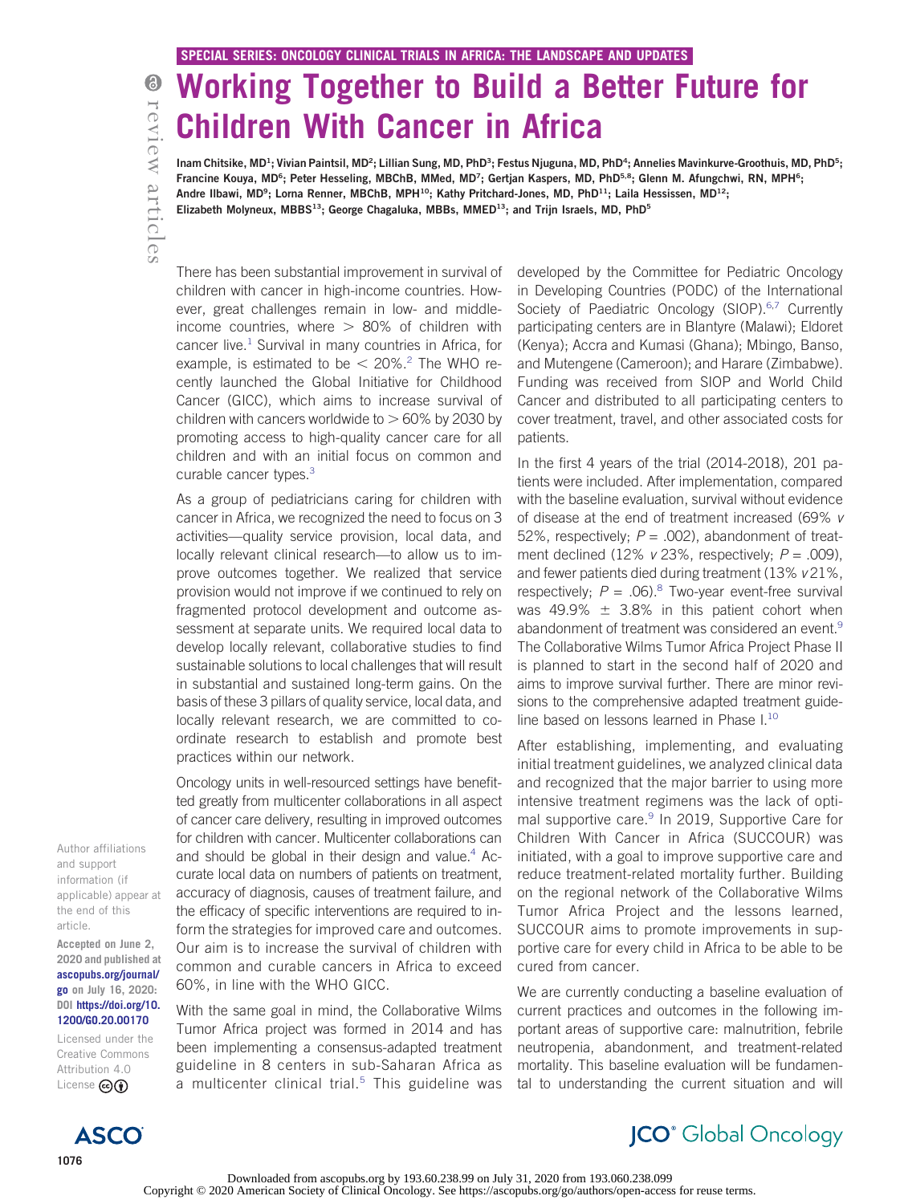SPECIAL SERIES: ONCOLOGY CLINICAL TRIALS IN AFRICA: THE LANDSCAPE AND UPDATES

review articles

# Working Together to Build a Better Future for Children With Cancer in Africa

**Inam Chitsike, MD[1]; Vivian Paintsil, MD[2]; Lillian Sung, MD, PhD[3]; Festus Njuguna, MD, PhD[4]; Annelies Mavinkurve-Groothuis, MD, PhD[5]; Francine Kouya, MD[6]; Peter Hesseling, MBChB, MMed, MD[7]; Gertjan Kaspers, MD, PhD[5,8]; Glenn M. Afungchwi, RN, MPH[6]; Andre Ilbawi, MD[9]; Lorna Renner, MBChB, MPH[10]; Kathy Pritchard-Jones, MD, PhD[11]; Laila Hessissen, MD[12]; Elizabeth Molyneux, MBBS[13]; George Chagaluka, MBBs, MMED[13]; and Trijn Israels, MD, PhD[5]**

There has been substantial improvement in survival of children with cancer in high-income countries. However, great challenges remain in low- and middle-income countries, where > 80% of children with cancer live.[1] Survival in many countries in Africa, for example, is estimated to be < 20%.[2] The WHO recently launched the Global Initiative for Childhood Cancer (GICC), which aims to increase survival of children with cancers worldwide to > 60% by 2030 by promoting access to high-quality cancer care for all children and with an initial focus on common and curable cancer types.[3]

As a group of pediatricians caring for children with cancer in Africa, we recognized the need to focus on 3 activities—quality service provision, local data, and locally relevant clinical research—to allow us to improve outcomes together. We realized that service provision would not improve if we continued to rely on fragmented protocol development and outcome assessment at separate units. We required local data to develop locally relevant, collaborative studies to find sustainable solutions to local challenges that will result in substantial and sustained long-term gains. On the basis of these 3 pillars of quality service, local data, and locally relevant research, we are committed to coordinate research to establish and promote best practices within our network.

Oncology units in well-resourced settings have benefitted greatly from multicenter collaborations in all aspect of cancer care delivery, resulting in improved outcomes for children with cancer. Multicenter collaborations can and should be global in their design and value.[4] Accurate local data on numbers of patients on treatment, accuracy of diagnosis, causes of treatment failure, and the efficacy of specific interventions are required to inform the strategies for improved care and outcomes. Our aim is to increase the survival of children with common and curable cancers in Africa to exceed 60%, in line with the WHO GICC.

With the same goal in mind, the Collaborative Wilms Tumor Africa project was formed in 2014 and has been implementing a consensus-adapted treatment guideline in 8 centers in sub-Saharan Africa as a multicenter clinical trial.[5] This guideline was developed by the Committee for Pediatric Oncology in Developing Countries (PODC) of the International Society of Paediatric Oncology (SIOP).[6,7] Currently participating centers are in Blantyre (Malawi); Eldoret (Kenya); Accra and Kumasi (Ghana); Mbingo, Banso, and Mutengene (Cameroon); and Harare (Zimbabwe). Funding was received from SIOP and World Child Cancer and distributed to all participating centers to cover treatment, travel, and other associated costs for patients.

In the first 4 years of the trial (2014-2018), 201 patients were included. After implementation, compared with the baseline evaluation, survival without evidence of disease at the end of treatment increased (69% *v* 52%, respectively; $P = .002$), abandonment of treatment declined (12% *v* 23%, respectively; $P = .009$), and fewer patients died during treatment (13% *v* 21%, respectively; $P = .06$).[8] Two-year event-free survival was 49.9% ± 3.8% in this patient cohort when abandonment of treatment was considered an event.[9] The Collaborative Wilms Tumor Africa Project Phase II is planned to start in the second half of 2020 and aims to improve survival further. There are minor revisions to the comprehensive adapted treatment guideline based on lessons learned in Phase I.[10]

After establishing, implementing, and evaluating initial treatment guidelines, we analyzed clinical data and recognized that the major barrier to using more intensive treatment regimens was the lack of optimal supportive care.[9] In 2019, Supportive Care for Children With Cancer in Africa (SUCCOUR) was initiated, with a goal to improve supportive care and reduce treatment-related mortality further. Building on the regional network of the Collaborative Wilms Tumor Africa Project and the lessons learned, SUCCOUR aims to promote improvements in supportive care for every child in Africa to be able to be cured from cancer.

We are currently conducting a baseline evaluation of current practices and outcomes in the following important areas of supportive care: malnutrition, febrile neutropenia, abandonment, and treatment-related mortality. This baseline evaluation will be fundamental to understanding the current situation and will

Author affiliations and support information (if applicable) appear at the end of this article.

**Accepted on June 2, 2020 and published at ascopubs.org/journal/go on July 16, 2020: DOI https://doi.org/10.1200/GO.20.00170**

Licensed under the Creative Commons Attribution 4.0 License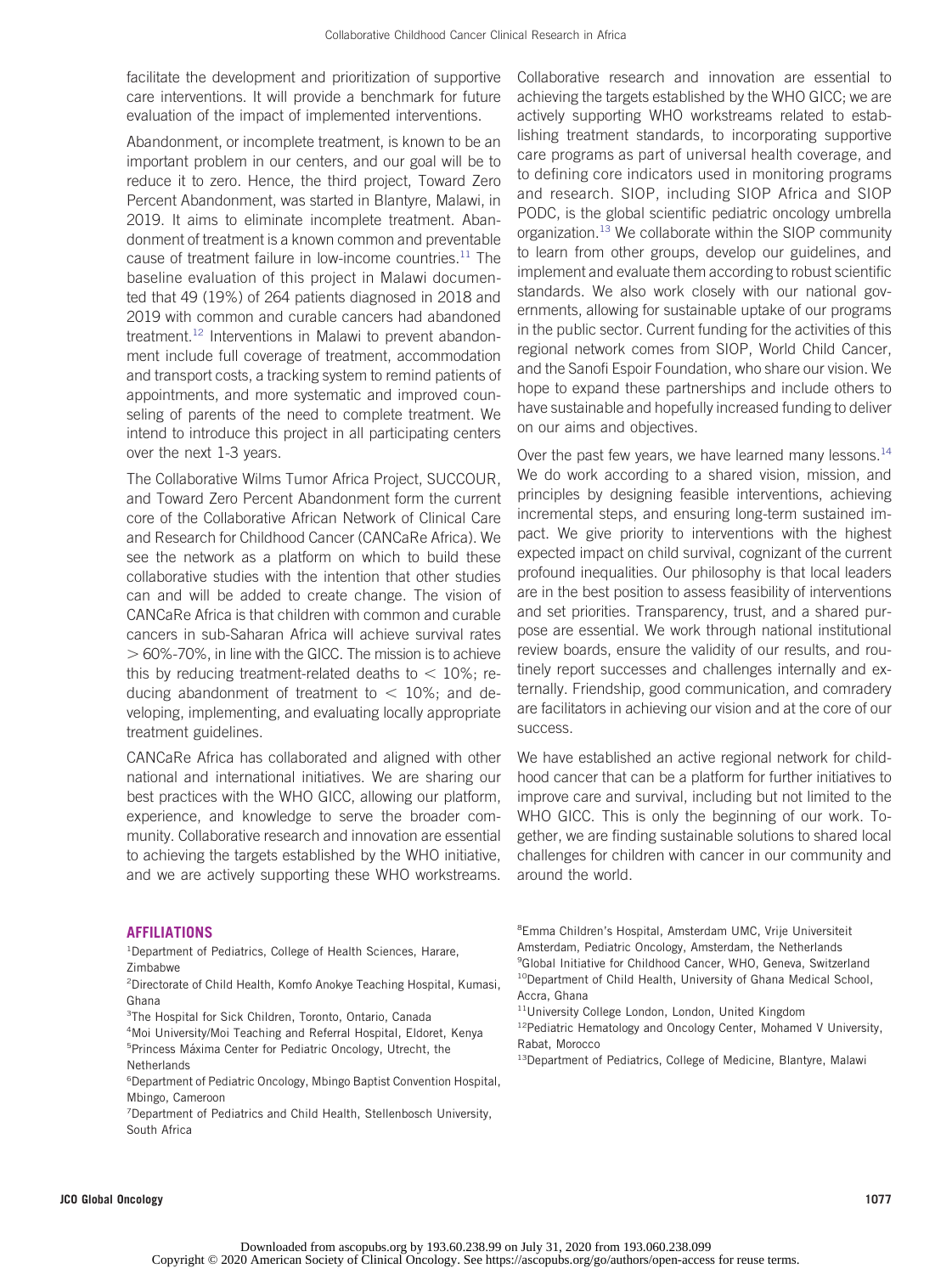facilitate the development and prioritization of supportive care interventions. It will provide a benchmark for future evaluation of the impact of implemented interventions.

Abandonment, or incomplete treatment, is known to be an important problem in our centers, and our goal will be to reduce it to zero. Hence, the third project, Toward Zero Percent Abandonment, was started in Blantyre, Malawi, in 2019. It aims to eliminate incomplete treatment. Abandonment of treatment is a known common and preventable cause of treatment failure in low-income countries.[11] The baseline evaluation of this project in Malawi documented that 49 (19%) of 264 patients diagnosed in 2018 and 2019 with common and curable cancers had abandoned treatment.[12] Interventions in Malawi to prevent abandonment include full coverage of treatment, accommodation and transport costs, a tracking system to remind patients of appointments, and more systematic and improved counseling of parents of the need to complete treatment. We intend to introduce this project in all participating centers over the next 1-3 years.

The Collaborative Wilms Tumor Africa Project, SUCCOUR, and Toward Zero Percent Abandonment form the current core of the Collaborative African Network of Clinical Care and Research for Childhood Cancer (CANCaRe Africa). We see the network as a platform on which to build these collaborative studies with the intention that other studies can and will be added to create change. The vision of CANCaRe Africa is that children with common and curable cancers in sub-Saharan Africa will achieve survival rates $> 60\%$-$70\%$, in line with the GICC. The mission is to achieve this by reducing treatment-related deaths to $< 10\%$; reducing abandonment of treatment to $< 10\%$; and developing, implementing, and evaluating locally appropriate treatment guidelines.

CANCaRe Africa has collaborated and aligned with other national and international initiatives. We are sharing our best practices with the WHO GICC, allowing our platform, experience, and knowledge to serve the broader community. Collaborative research and innovation are essential to achieving the targets established by the WHO initiative, and we are actively supporting these WHO workstreams. Collaborative research and innovation are essential to achieving the targets established by the WHO GICC; we are actively supporting WHO workstreams related to establishing treatment standards, to incorporating supportive care programs as part of universal health coverage, and to defining core indicators used in monitoring programs and research. SIOP, including SIOP Africa and SIOP PODC, is the global scientific pediatric oncology umbrella organization.[13] We collaborate within the SIOP community to learn from other groups, develop our guidelines, and implement and evaluate them according to robust scientific standards. We also work closely with our national governments, allowing for sustainable uptake of our programs in the public sector. Current funding for the activities of this regional network comes from SIOP, World Child Cancer, and the Sanofi Espoir Foundation, who share our vision. We hope to expand these partnerships and include others to have sustainable and hopefully increased funding to deliver on our aims and objectives.

Over the past few years, we have learned many lessons.[14] We do work according to a shared vision, mission, and principles by designing feasible interventions, achieving incremental steps, and ensuring long-term sustained impact. We give priority to interventions with the highest expected impact on child survival, cognizant of the current profound inequalities. Our philosophy is that local leaders are in the best position to assess feasibility of interventions and set priorities. Transparency, trust, and a shared purpose are essential. We work through national institutional review boards, ensure the validity of our results, and routinely report successes and challenges internally and externally. Friendship, good communication, and comradery are facilitators in achieving our vision and at the core of our success.

We have established an active regional network for childhood cancer that can be a platform for further initiatives to improve care and survival, including but not limited to the WHO GICC. This is only the beginning of our work. Together, we are finding sustainable solutions to shared local challenges for children with cancer in our community and around the world.

## AFFILIATIONS

[1]Department of Pediatrics, College of Health Sciences, Harare, Zimbabwe
[2]Directorate of Child Health, Komfo Anokye Teaching Hospital, Kumasi, Ghana
[3]The Hospital for Sick Children, Toronto, Ontario, Canada
[4]Moi University/Moi Teaching and Referral Hospital, Eldoret, Kenya
[5]Princess Máxima Center for Pediatric Oncology, Utrecht, the Netherlands
[6]Department of Pediatric Oncology, Mbingo Baptist Convention Hospital, Mbingo, Cameroon
[7]Department of Pediatrics and Child Health, Stellenbosch University, South Africa
[8]Emma Children's Hospital, Amsterdam UMC, Vrije Universiteit Amsterdam, Pediatric Oncology, Amsterdam, the Netherlands
[9]Global Initiative for Childhood Cancer, WHO, Geneva, Switzerland
[10]Department of Child Health, University of Ghana Medical School, Accra, Ghana
[11]University College London, London, United Kingdom
[12]Pediatric Hematology and Oncology Center, Mohamed V University, Rabat, Morocco
[13]Department of Pediatrics, College of Medicine, Blantyre, Malawi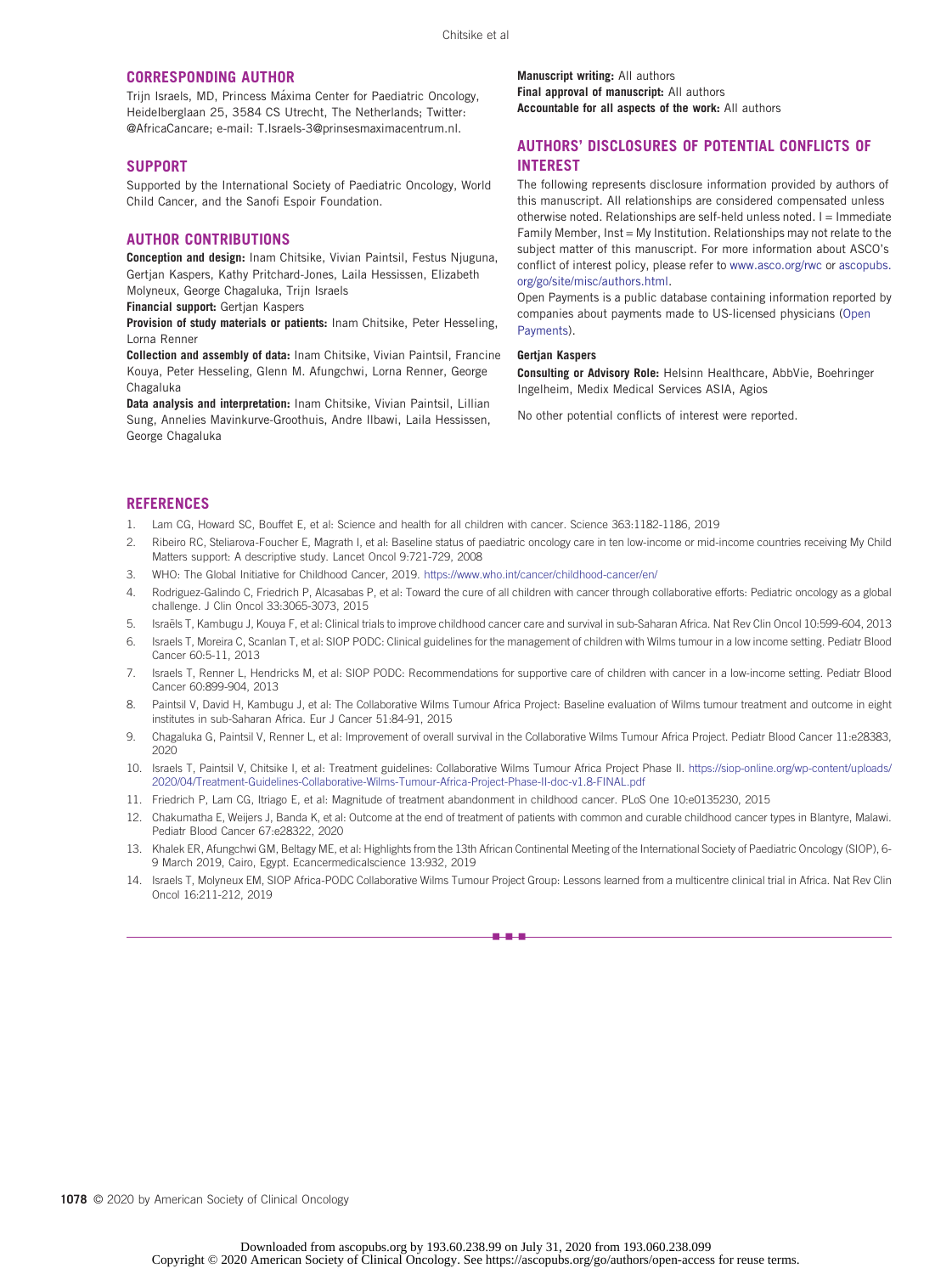## CORRESPONDING AUTHOR

Trijn Israels, MD, Princess Máxima Center for Paediatric Oncology, Heidelberglaan 25, 3584 CS Utrecht, The Netherlands; Twitter: @AfricaCancare; e-mail: T.Israels-3@prinsesmaximacentrum.nl.

## SUPPORT

Supported by the International Society of Paediatric Oncology, World Child Cancer, and the Sanofi Espoir Foundation.

## AUTHOR CONTRIBUTIONS

**Conception and design:** Inam Chitsike, Vivian Paintsil, Festus Njuguna, Gertjan Kaspers, Kathy Pritchard-Jones, Laila Hessissen, Elizabeth Molyneux, George Chagaluka, Trijn Israels
**Financial support:** Gertjan Kaspers
**Provision of study materials or patients:** Inam Chitsike, Peter Hesseling, Lorna Renner
**Collection and assembly of data:** Inam Chitsike, Vivian Paintsil, Francine Kouya, Peter Hesseling, Glenn M. Afungchwi, Lorna Renner, George Chagaluka
**Data analysis and interpretation:** Inam Chitsike, Vivian Paintsil, Lillian Sung, Annelies Mavinkurve-Groothuis, Andre Ilbawi, Laila Hessissen, George Chagaluka
**Manuscript writing:** All authors
**Final approval of manuscript:** All authors
**Accountable for all aspects of the work:** All authors

## AUTHORS' DISCLOSURES OF POTENTIAL CONFLICTS OF INTEREST

The following represents disclosure information provided by authors of this manuscript. All relationships are considered compensated unless otherwise noted. Relationships are self-held unless noted. I = Immediate Family Member, Inst = My Institution. Relationships may not relate to the subject matter of this manuscript. For more information about ASCO's conflict of interest policy, please refer to www.asco.org/rwc or ascopubs.org/go/site/misc/authors.html.

Open Payments is a public database containing information reported by companies about payments made to US-licensed physicians (Open Payments).

**Gertjan Kaspers**
**Consulting or Advisory Role:** Helsinn Healthcare, AbbVie, Boehringer Ingelheim, Medix Medical Services ASIA, Agios

No other potential conflicts of interest were reported.

## REFERENCES

1. Lam CG, Howard SC, Bouffet E, et al: Science and health for all children with cancer. Science 363:1182-1186, 2019
2. Ribeiro RC, Steliarova-Foucher E, Magrath I, et al: Baseline status of paediatric oncology care in ten low-income or mid-income countries receiving My Child Matters support: A descriptive study. Lancet Oncol 9:721-729, 2008
3. WHO: The Global Initiative for Childhood Cancer, 2019. https://www.who.int/cancer/childhood-cancer/en/
4. Rodriguez-Galindo C, Friedrich P, Alcasabas P, et al: Toward the cure of all children with cancer through collaborative efforts: Pediatric oncology as a global challenge. J Clin Oncol 33:3065-3073, 2015
5. Israëls T, Kambugu J, Kouya F, et al: Clinical trials to improve childhood cancer care and survival in sub-Saharan Africa. Nat Rev Clin Oncol 10:599-604, 2013
6. Israels T, Moreira C, Scanlan T, et al: SIOP PODC: Clinical guidelines for the management of children with Wilms tumour in a low income setting. Pediatr Blood Cancer 60:5-11, 2013
7. Israels T, Renner L, Hendricks M, et al: SIOP PODC: Recommendations for supportive care of children with cancer in a low-income setting. Pediatr Blood Cancer 60:899-904, 2013
8. Paintsil V, David H, Kambugu J, et al: The Collaborative Wilms Tumour Africa Project: Baseline evaluation of Wilms tumour treatment and outcome in eight institutes in sub-Saharan Africa. Eur J Cancer 51:84-91, 2015
9. Chagaluka G, Paintsil V, Renner L, et al: Improvement of overall survival in the Collaborative Wilms Tumour Africa Project. Pediatr Blood Cancer 11:e28383, 2020
10. Israels T, Paintsil V, Chitsike I, et al: Treatment guidelines: Collaborative Wilms Tumour Africa Project Phase II. https://siop-online.org/wp-content/uploads/2020/04/Treatment-Guidelines-Collaborative-Wilms-Tumour-Africa-Project-Phase-II-doc-v1.8-FINAL.pdf
11. Friedrich P, Lam CG, Itriago E, et al: Magnitude of treatment abandonment in childhood cancer. PLoS One 10:e0135230, 2015
12. Chakumatha E, Weijers J, Banda K, et al: Outcome at the end of treatment of patients with common and curable childhood cancer types in Blantyre, Malawi. Pediatr Blood Cancer 67:e28322, 2020
13. Khalek ER, Afungchwi GM, Beltagy ME, et al: Highlights from the 13th African Continental Meeting of the International Society of Paediatric Oncology (SIOP), 6-9 March 2019, Cairo, Egypt. Ecancermedicalscience 13:932, 2019
14. Israels T, Molyneux EM, SIOP Africa-PODC Collaborative Wilms Tumour Project Group: Lessons learned from a multicentre clinical trial in Africa. Nat Rev Clin Oncol 16:211-212, 2019